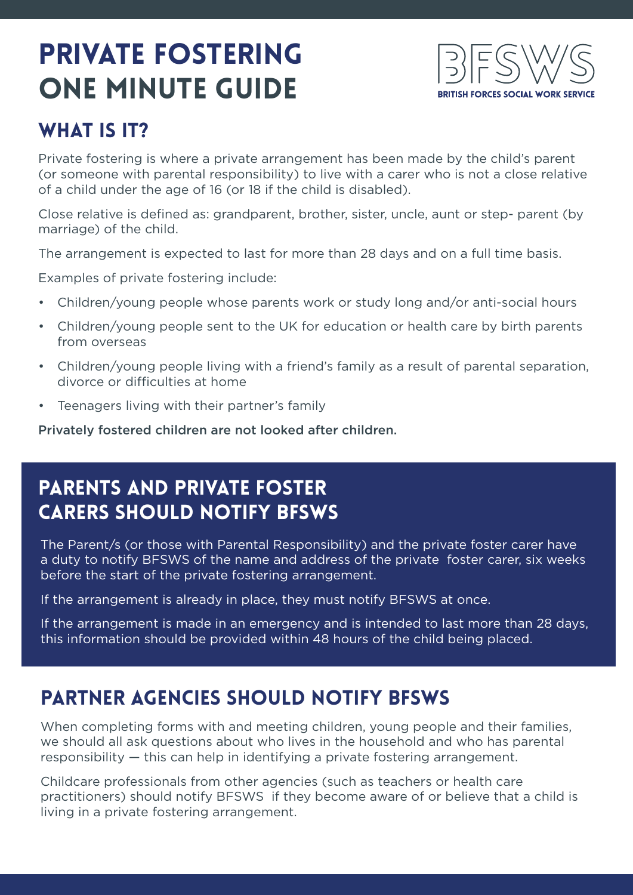# PRIVATE FOSTERING ONE MINUTE GUIDE

BFSWS
BRITISH FORCES SOCIAL WORK SERVICE

## WHAT IS IT?

Private fostering is where a private arrangement has been made by the child's parent (or someone with parental responsibility) to live with a carer who is not a close relative of a child under the age of 16 (or 18 if the child is disabled).

Close relative is defined as: grandparent, brother, sister, uncle, aunt or step- parent (by marriage) of the child.

The arrangement is expected to last for more than 28 days and on a full time basis.

Examples of private fostering include:

- Children/young people whose parents work or study long and/or anti-social hours
- Children/young people sent to the UK for education or health care by birth parents from overseas
- Children/young people living with a friend's family as a result of parental separation, divorce or difficulties at home
- Teenagers living with their partner's family

**Privately fostered children are not looked after children.**

## PARENTS AND PRIVATE FOSTER CARERS SHOULD NOTIFY BFSWS

The Parent/s (or those with Parental Responsibility) and the private foster carer have a duty to notify BFSWS of the name and address of the private foster carer, six weeks before the start of the private fostering arrangement.

If the arrangement is already in place, they must notify BFSWS at once.

If the arrangement is made in an emergency and is intended to last more than 28 days, this information should be provided within 48 hours of the child being placed.

## PARTNER AGENCIES SHOULD NOTIFY BFSWS

When completing forms with and meeting children, young people and their families, we should all ask questions about who lives in the household and who has parental responsibility — this can help in identifying a private fostering arrangement.

Childcare professionals from other agencies (such as teachers or health care practitioners) should notify BFSWS if they become aware of or believe that a child is living in a private fostering arrangement.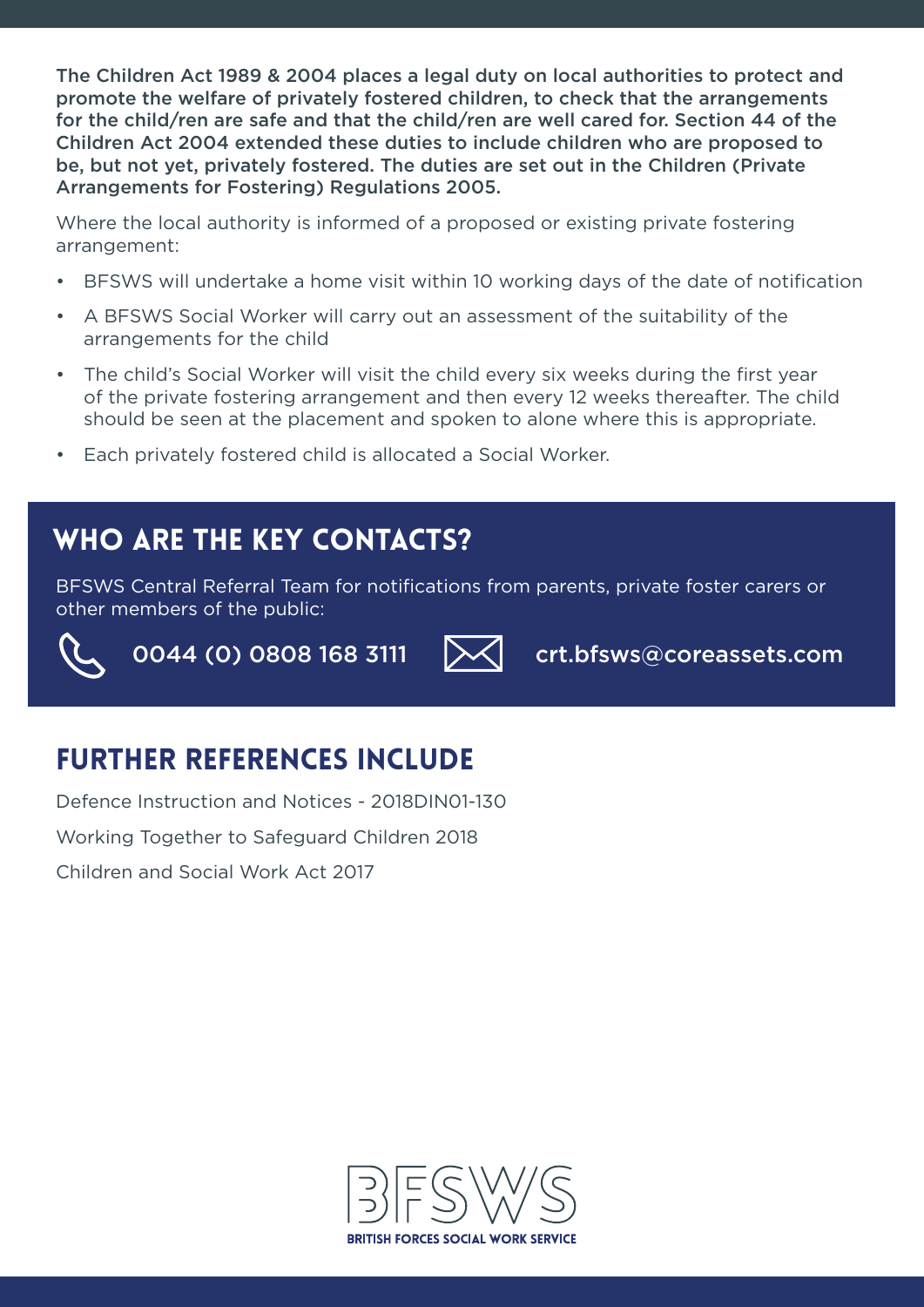**The Children Act 1989 & 2004 places a legal duty on local authorities to protect and promote the welfare of privately fostered children, to check that the arrangements for the child/ren are safe and that the child/ren are well cared for. Section 44 of the Children Act 2004 extended these duties to include children who are proposed to be, but not yet, privately fostered. The duties are set out in the Children (Private Arrangements for Fostering) Regulations 2005.**

Where the local authority is informed of a proposed or existing private fostering arrangement:

- BFSWS will undertake a home visit within 10 working days of the date of notification
- A BFSWS Social Worker will carry out an assessment of the suitability of the arrangements for the child
- The child's Social Worker will visit the child every six weeks during the first year of the private fostering arrangement and then every 12 weeks thereafter. The child should be seen at the placement and spoken to alone where this is appropriate.
- Each privately fostered child is allocated a Social Worker.

## WHO ARE THE KEY CONTACTS?

BFSWS Central Referral Team for notifications from parents, private foster carers or other members of the public:

**0044 (0) 0808 168 3111** **crt.bfsws@coreassets.com**

## FURTHER REFERENCES INCLUDE

Defence Instruction and Notices - 2018DIN01-130

Working Together to Safeguard Children 2018

Children and Social Work Act 2017

BFSWS
BRITISH FORCES SOCIAL WORK SERVICE